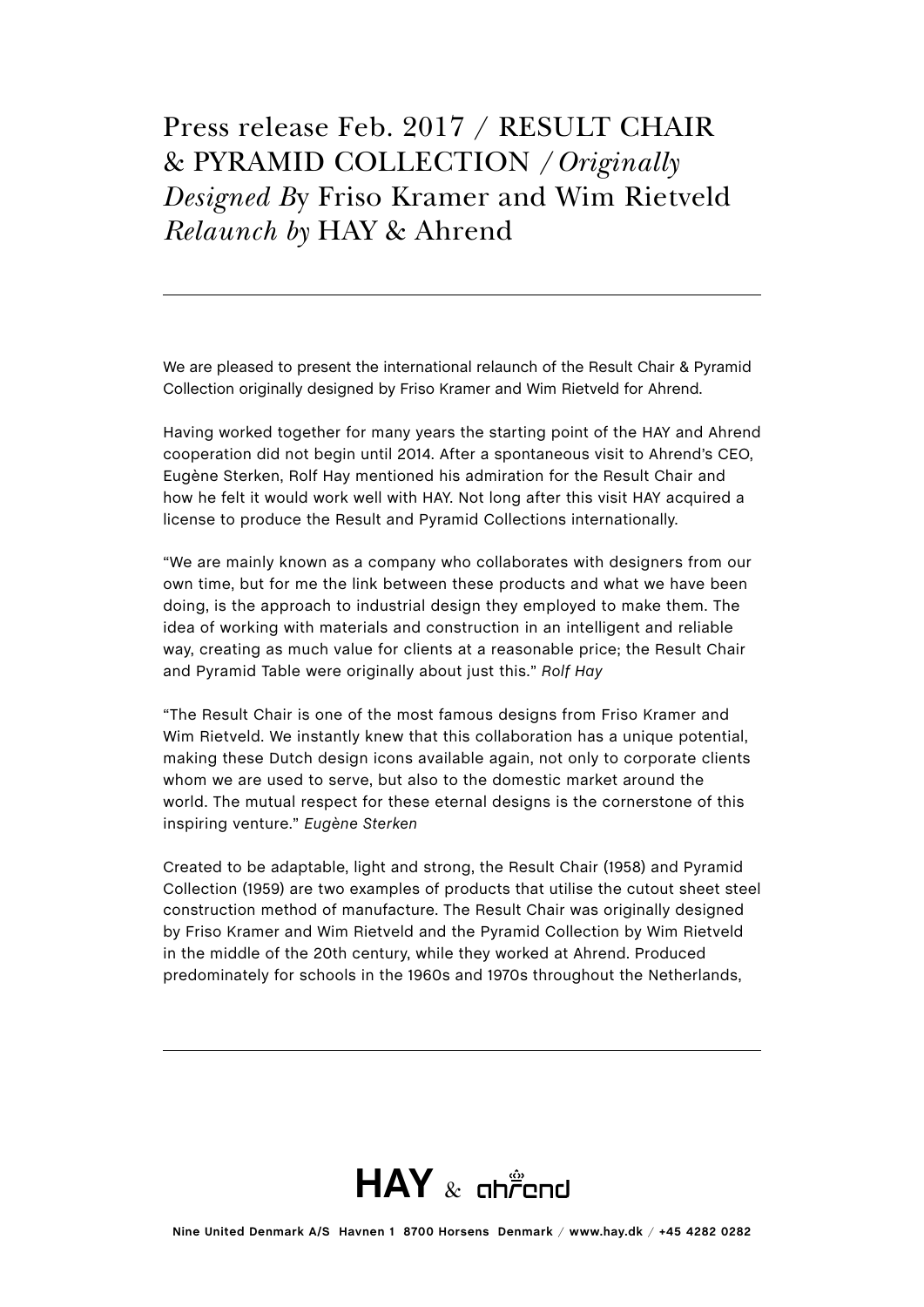# Press release Feb. 2017 / RESULT CHAIR & PYRAMID COLLECTION / *Originally Designed By* Friso Kramer and Wim Rietveld *Relaunch by* HAY & Ahrend

We are pleased to present the international relaunch of the Result Chair & Pyramid Collection originally designed by Friso Kramer and Wim Rietveld for Ahrend.

Having worked together for many years the starting point of the HAY and Ahrend cooperation did not begin until 2014. After a spontaneous visit to Ahrend's CEO, Eugène Sterken, Rolf Hay mentioned his admiration for the Result Chair and how he felt it would work well with HAY. Not long after this visit HAY acquired a license to produce the Result and Pyramid Collections internationally.

"We are mainly known as a company who collaborates with designers from our own time, but for me the link between these products and what we have been doing, is the approach to industrial design they employed to make them. The idea of working with materials and construction in an intelligent and reliable way, creating as much value for clients at a reasonable price; the Result Chair and Pyramid Table were originally about just this." *Rolf Hay*

"The Result Chair is one of the most famous designs from Friso Kramer and Wim Rietveld. We instantly knew that this collaboration has a unique potential, making these Dutch design icons available again, not only to corporate clients whom we are used to serve, but also to the domestic market around the world. The mutual respect for these eternal designs is the cornerstone of this inspiring venture." *Eugène Sterken*

Created to be adaptable, light and strong, the Result Chair (1958) and Pyramid Collection (1959) are two examples of products that utilise the cutout sheet steel construction method of manufacture. The Result Chair was originally designed by Friso Kramer and Wim Rietveld and the Pyramid Collection by Wim Rietveld in the middle of the 20th century, while they worked at Ahrend. Produced predominately for schools in the 1960s and 1970s throughout the Netherlands,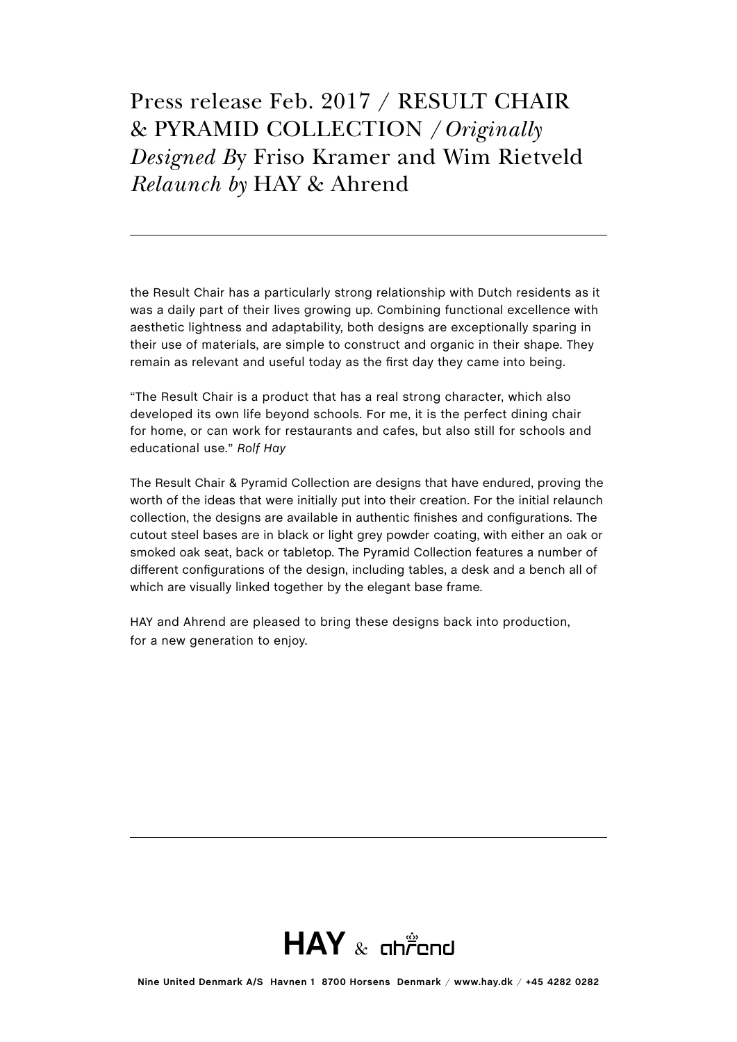Press release Feb. 2017 / RESULT CHAIR & PYRAMID COLLECTION / *Originally Designed By* Friso Kramer and Wim Rietveld *Relaunch by* HAY & Ahrend

---

the Result Chair has a particularly strong relationship with Dutch residents as it was a daily part of their lives growing up. Combining functional excellence with aesthetic lightness and adaptability, both designs are exceptionally sparing in their use of materials, are simple to construct and organic in their shape. They remain as relevant and useful today as the first day they came into being.

“The Result Chair is a product that has a real strong character, which also developed its own life beyond schools. For me, it is the perfect dining chair for home, or can work for restaurants and cafes, but also still for schools and educational use.” *Rolf Hay*

The Result Chair & Pyramid Collection are designs that have endured, proving the worth of the ideas that were initially put into their creation. For the initial relaunch collection, the designs are available in authentic finishes and configurations. The cutout steel bases are in black or light grey powder coating, with either an oak or smoked oak seat, back or tabletop. The Pyramid Collection features a number of different configurations of the design, including tables, a desk and a bench all of which are visually linked together by the elegant base frame.

HAY and Ahrend are pleased to bring these designs back into production, for a new generation to enjoy.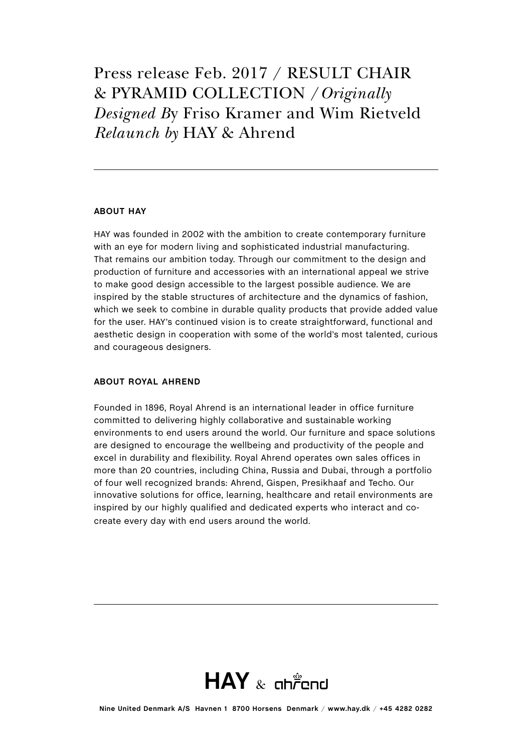# Press release Feb. 2017 / RESULT CHAIR & PYRAMID COLLECTION / *Originally Designed By* Friso Kramer and Wim Rietveld *Relaunch by* HAY & Ahrend

---

## ABOUT HAY

HAY was founded in 2002 with the ambition to create contemporary furniture with an eye for modern living and sophisticated industrial manufacturing. That remains our ambition today. Through our commitment to the design and production of furniture and accessories with an international appeal we strive to make good design accessible to the largest possible audience. We are inspired by the stable structures of architecture and the dynamics of fashion, which we seek to combine in durable quality products that provide added value for the user. HAY's continued vision is to create straightforward, functional and aesthetic design in cooperation with some of the world's most talented, curious and courageous designers.

## ABOUT ROYAL AHREND

Founded in 1896, Royal Ahrend is an international leader in office furniture committed to delivering highly collaborative and sustainable working environments to end users around the world. Our furniture and space solutions are designed to encourage the wellbeing and productivity of the people and excel in durability and flexibility. Royal Ahrend operates own sales offices in more than 20 countries, including China, Russia and Dubai, through a portfolio of four well recognized brands: Ahrend, Gispen, Presikhaaf and Techo. Our innovative solutions for office, learning, healthcare and retail environments are inspired by our highly qualified and dedicated experts who interact and co-create every day with end users around the world.

---

HAY & ahrend

Nine United Denmark A/S Havnen 1 8700 Horsens Denmark / www.hay.dk / +45 4282 0282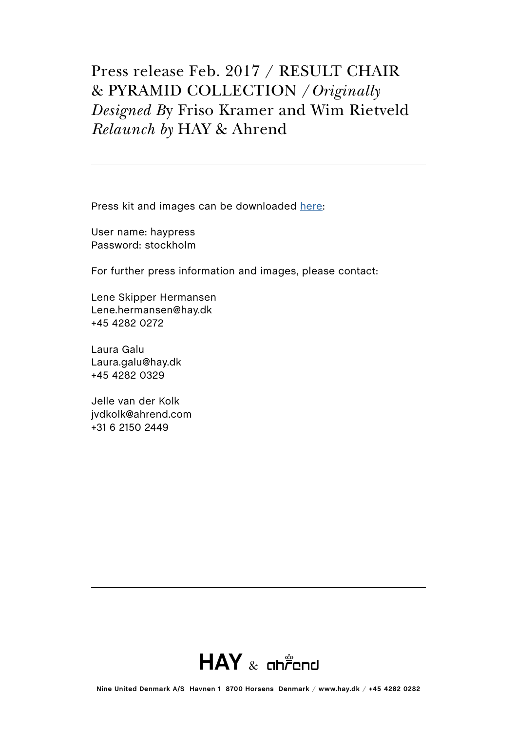# Press release Feb. 2017 / RESULT CHAIR & PYRAMID COLLECTION / *Originally Designed By* Friso Kramer and Wim Rietveld *Relaunch by* HAY & Ahrend

---

Press kit and images can be downloaded here:

User name: haypress
Password: stockholm

For further press information and images, please contact:

Lene Skipper Hermansen
Lene.hermansen@hay.dk
+45 4282 0272

Laura Galu
Laura.galu@hay.dk
+45 4282 0329

Jelle van der Kolk
jvdkolk@ahrend.com
+31 6 2150 2449

---

**HAY** & ahrend

**Nine United Denmark A/S Havnen 1 8700 Horsens Denmark / www.hay.dk / +45 4282 0282**